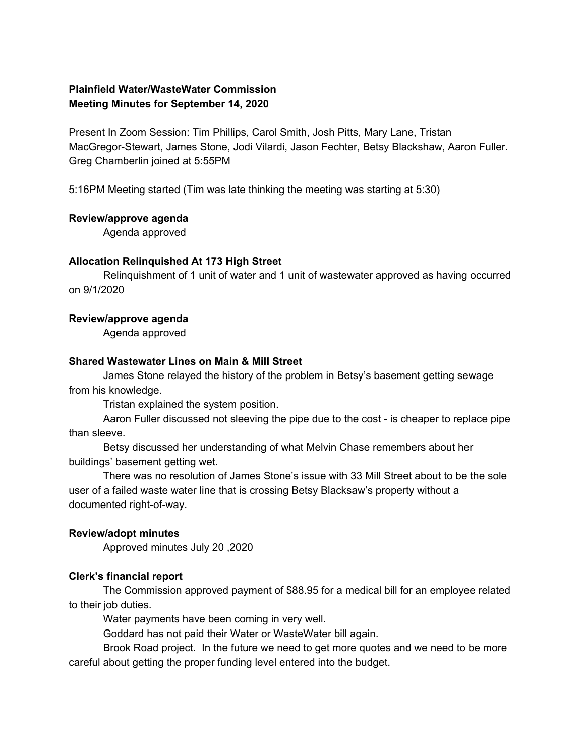**Plainfield Water/WasteWater Commission**
**Meeting Minutes for September 14, 2020**

Present In Zoom Session: Tim Phillips, Carol Smith, Josh Pitts, Mary Lane, Tristan MacGregor-Stewart, James Stone, Jodi Vilardi, Jason Fechter, Betsy Blackshaw, Aaron Fuller. Greg Chamberlin joined at 5:55PM

5:16PM Meeting started (Tim was late thinking the meeting was starting at 5:30)

**Review/approve agenda**

Agenda approved

**Allocation Relinquished At 173 High Street**

Relinquishment of 1 unit of water and 1 unit of wastewater approved as having occurred on 9/1/2020

**Review/approve agenda**

Agenda approved

**Shared Wastewater Lines on Main & Mill Street**

James Stone relayed the history of the problem in Betsy's basement getting sewage from his knowledge.

Tristan explained the system position.

Aaron Fuller discussed not sleeving the pipe due to the cost - is cheaper to replace pipe than sleeve.

Betsy discussed her understanding of what Melvin Chase remembers about her buildings' basement getting wet.

There was no resolution of James Stone's issue with 33 Mill Street about to be the sole user of a failed waste water line that is crossing Betsy Blacksaw's property without a documented right-of-way.

**Review/adopt minutes**

Approved minutes July 20 ,2020

**Clerk's financial report**

The Commission approved payment of $88.95 for a medical bill for an employee related to their job duties.

Water payments have been coming in very well.

Goddard has not paid their Water or WasteWater bill again.

Brook Road project. In the future we need to get more quotes and we need to be more careful about getting the proper funding level entered into the budget.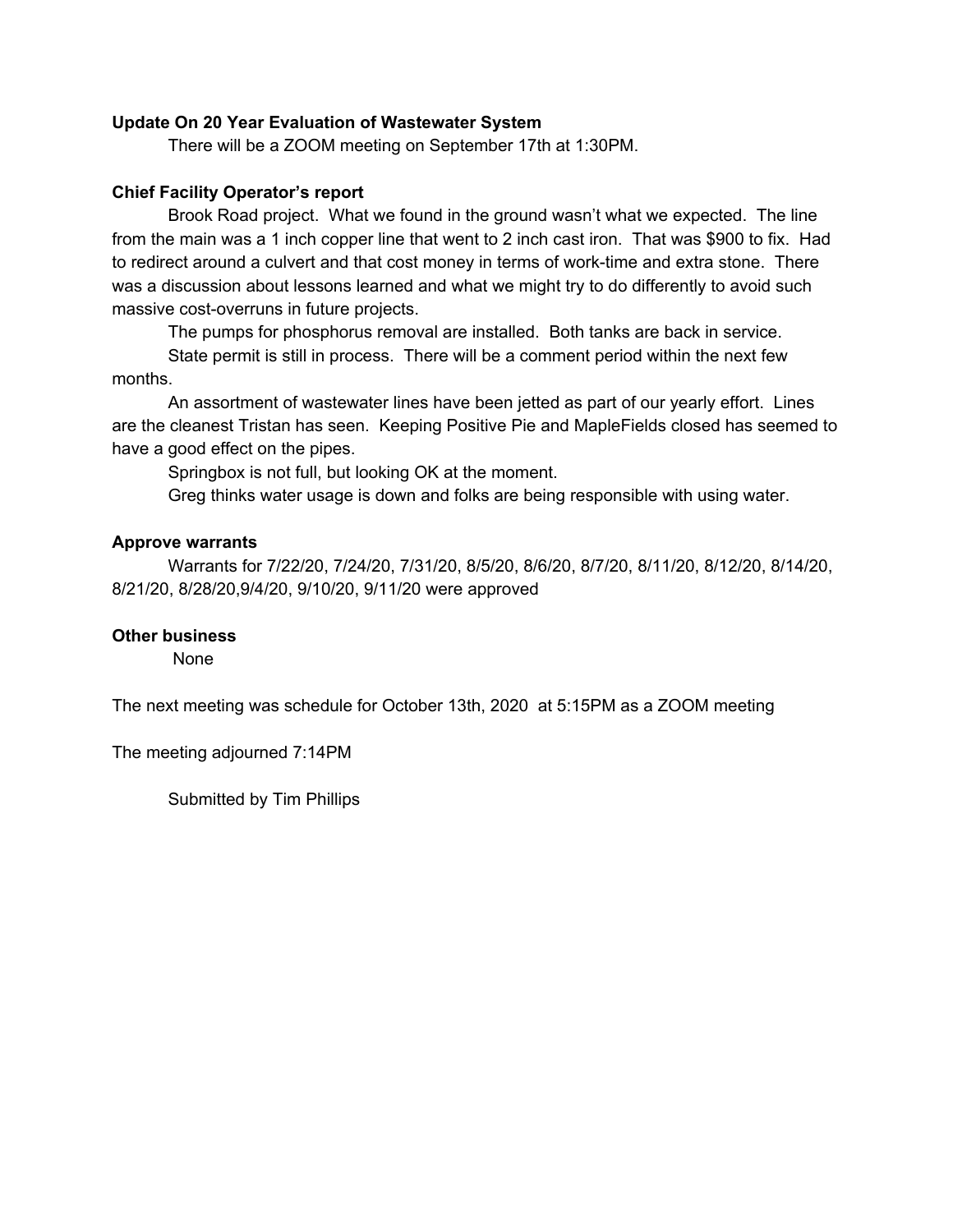**Update On 20 Year Evaluation of Wastewater System**

There will be a ZOOM meeting on September 17th at 1:30PM.

**Chief Facility Operator's report**

Brook Road project. What we found in the ground wasn't what we expected. The line from the main was a 1 inch copper line that went to 2 inch cast iron. That was $900 to fix. Had to redirect around a culvert and that cost money in terms of work-time and extra stone. There was a discussion about lessons learned and what we might try to do differently to avoid such massive cost-overruns in future projects.

The pumps for phosphorus removal are installed. Both tanks are back in service.

State permit is still in process. There will be a comment period within the next few months.

An assortment of wastewater lines have been jetted as part of our yearly effort. Lines are the cleanest Tristan has seen. Keeping Positive Pie and MapleFields closed has seemed to have a good effect on the pipes.

Springbox is not full, but looking OK at the moment.

Greg thinks water usage is down and folks are being responsible with using water.

**Approve warrants**

Warrants for 7/22/20, 7/24/20, 7/31/20, 8/5/20, 8/6/20, 8/7/20, 8/11/20, 8/12/20, 8/14/20, 8/21/20, 8/28/20,9/4/20, 9/10/20, 9/11/20 were approved

**Other business**

None

The next meeting was schedule for October 13th, 2020 at 5:15PM as a ZOOM meeting

The meeting adjourned 7:14PM

Submitted by Tim Phillips